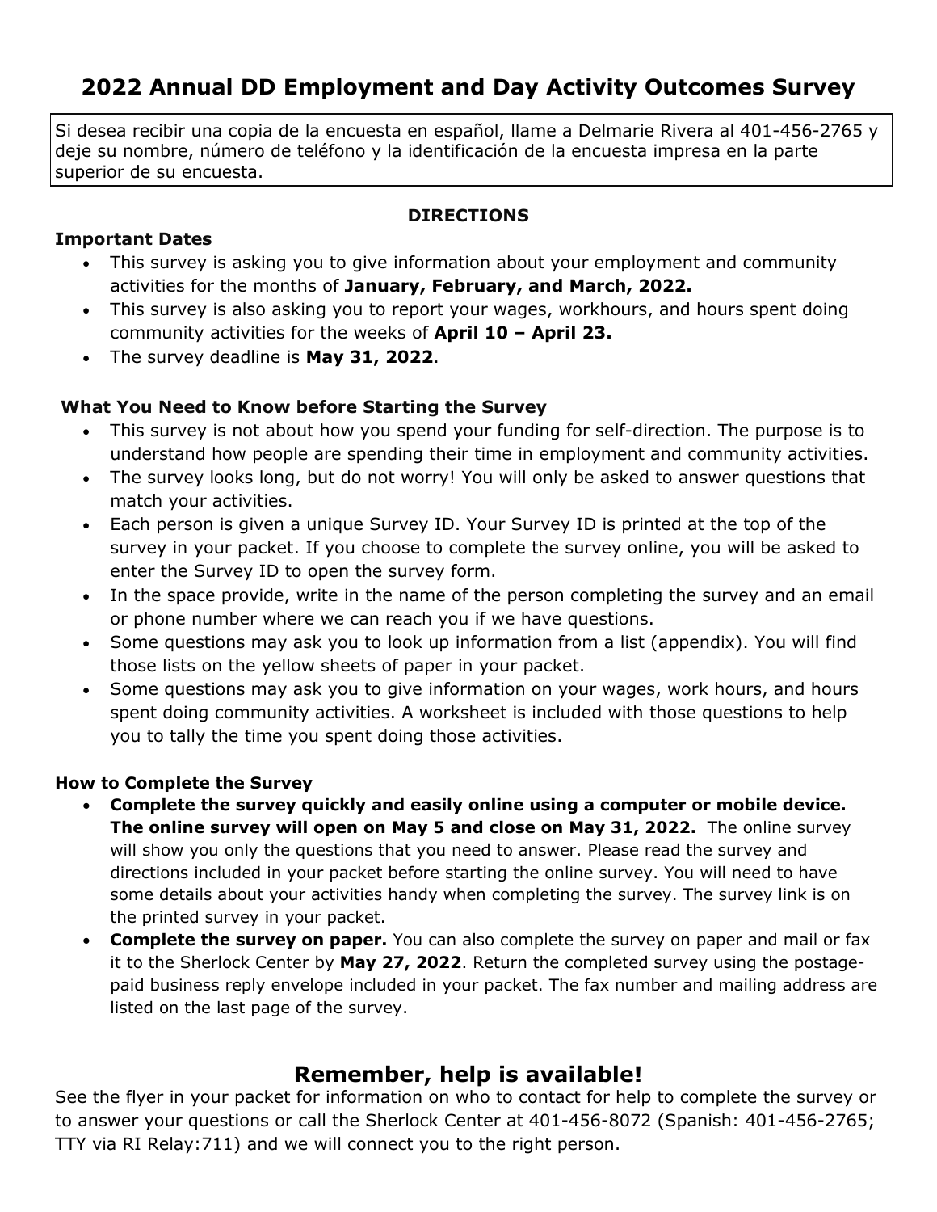# 2022 Annual DD Employment and Day Activity Outcomes Survey

Si desea recibir una copia de la encuesta en español, llame a Delmarie Rivera al 401-456-2765 y deje su nombre, número de teléfono y la identificación de la encuesta impresa en la parte superior de su encuesta.

## DIRECTIONS

### Important Dates

- This survey is asking you to give information about your employment and community activities for the months of **January, February, and March, 2022.**
- This survey is also asking you to report your wages, workhours, and hours spent doing community activities for the weeks of **April 10 – April 23.**
- The survey deadline is **May 31, 2022**.

### What You Need to Know before Starting the Survey

- This survey is not about how you spend your funding for self-direction. The purpose is to understand how people are spending their time in employment and community activities.
- The survey looks long, but do not worry! You will only be asked to answer questions that match your activities.
- Each person is given a unique Survey ID. Your Survey ID is printed at the top of the survey in your packet. If you choose to complete the survey online, you will be asked to enter the Survey ID to open the survey form.
- In the space provide, write in the name of the person completing the survey and an email or phone number where we can reach you if we have questions.
- Some questions may ask you to look up information from a list (appendix). You will find those lists on the yellow sheets of paper in your packet.
- Some questions may ask you to give information on your wages, work hours, and hours spent doing community activities. A worksheet is included with those questions to help you to tally the time you spent doing those activities.

### How to Complete the Survey

- **Complete the survey quickly and easily online using a computer or mobile device. The online survey will open on May 5 and close on May 31, 2022.** The online survey will show you only the questions that you need to answer. Please read the survey and directions included in your packet before starting the online survey. You will need to have some details about your activities handy when completing the survey. The survey link is on the printed survey in your packet.
- **Complete the survey on paper.** You can also complete the survey on paper and mail or fax it to the Sherlock Center by **May 27, 2022**. Return the completed survey using the postage-paid business reply envelope included in your packet. The fax number and mailing address are listed on the last page of the survey.

## Remember, help is available!

See the flyer in your packet for information on who to contact for help to complete the survey or to answer your questions or call the Sherlock Center at 401-456-8072 (Spanish: 401-456-2765; TTY via RI Relay:711) and we will connect you to the right person.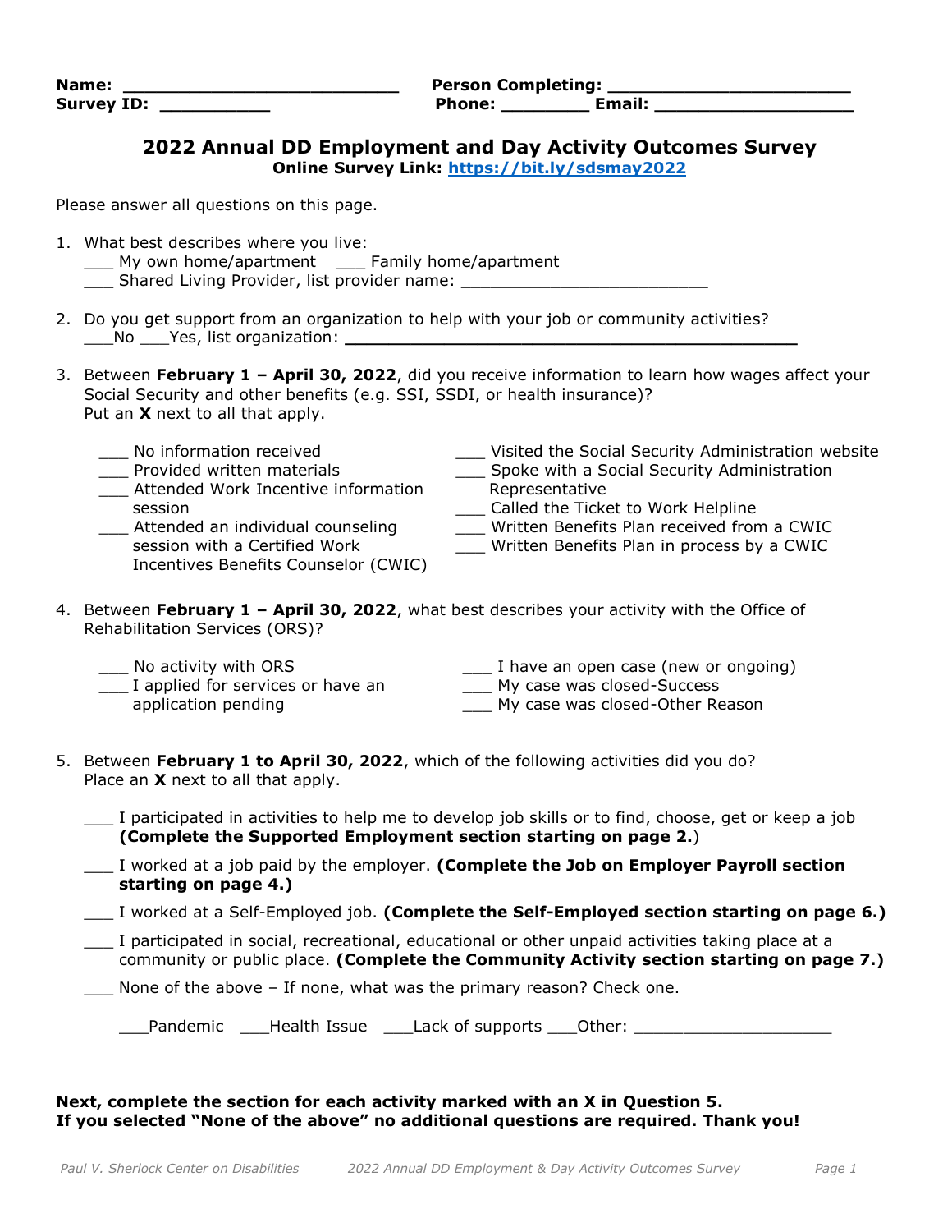**Name:** ___________________________ **Person Completing:** _______________________

**Survey ID:** __________ **Phone:** ________ **Email:** ___________________

## 2022 Annual DD Employment and Day Activity Outcomes Survey

**Online Survey Link: [https://bit.ly/sdsmay2022](https://bit.ly/sdsmay2022)**

Please answer all questions on this page.

1. What best describes where you live:
   ___ My own home/apartment ___ Family home/apartment
   ___ Shared Living Provider, list provider name: _________________________

2. Do you get support from an organization to help with your job or community activities?
   ___No ___Yes, list organization: _____________________________________________

3. Between **February 1 – April 30, 2022**, did you receive information to learn how wages affect your Social Security and other benefits (e.g. SSI, SSDI, or health insurance)?
   Put an **X** next to all that apply.

   ___ No information received
   ___ Provided written materials
   ___ Attended Work Incentive information session
   ___ Attended an individual counseling session with a Certified Work Incentives Benefits Counselor (CWIC)
   ___ Visited the Social Security Administration website
   ___ Spoke with a Social Security Administration Representative
   ___ Called the Ticket to Work Helpline
   ___ Written Benefits Plan received from a CWIC
   ___ Written Benefits Plan in process by a CWIC

4. Between **February 1 – April 30, 2022**, what best describes your activity with the Office of Rehabilitation Services (ORS)?

   ___ No activity with ORS
   ___ I applied for services or have an application pending
   ___ I have an open case (new or ongoing)
   ___ My case was closed-Success
   ___ My case was closed-Other Reason

5. Between **February 1 to April 30, 2022**, which of the following activities did you do?
   Place an **X** next to all that apply.

   ___ I participated in activities to help me to develop job skills or to find, choose, get or keep a job **(Complete the Supported Employment section starting on page 2.)**

   ___ I worked at a job paid by the employer. **(Complete the Job on Employer Payroll section starting on page 4.)**

   ___ I worked at a Self-Employed job. **(Complete the Self-Employed section starting on page 6.)**

   ___ I participated in social, recreational, educational or other unpaid activities taking place at a community or public place. **(Complete the Community Activity section starting on page 7.)**

   ___ None of the above – If none, what was the primary reason? Check one.

   ___Pandemic ___Health Issue ___Lack of supports ___Other: ____________________

**Next, complete the section for each activity marked with an X in Question 5.**
**If you selected "None of the above" no additional questions are required. Thank you!**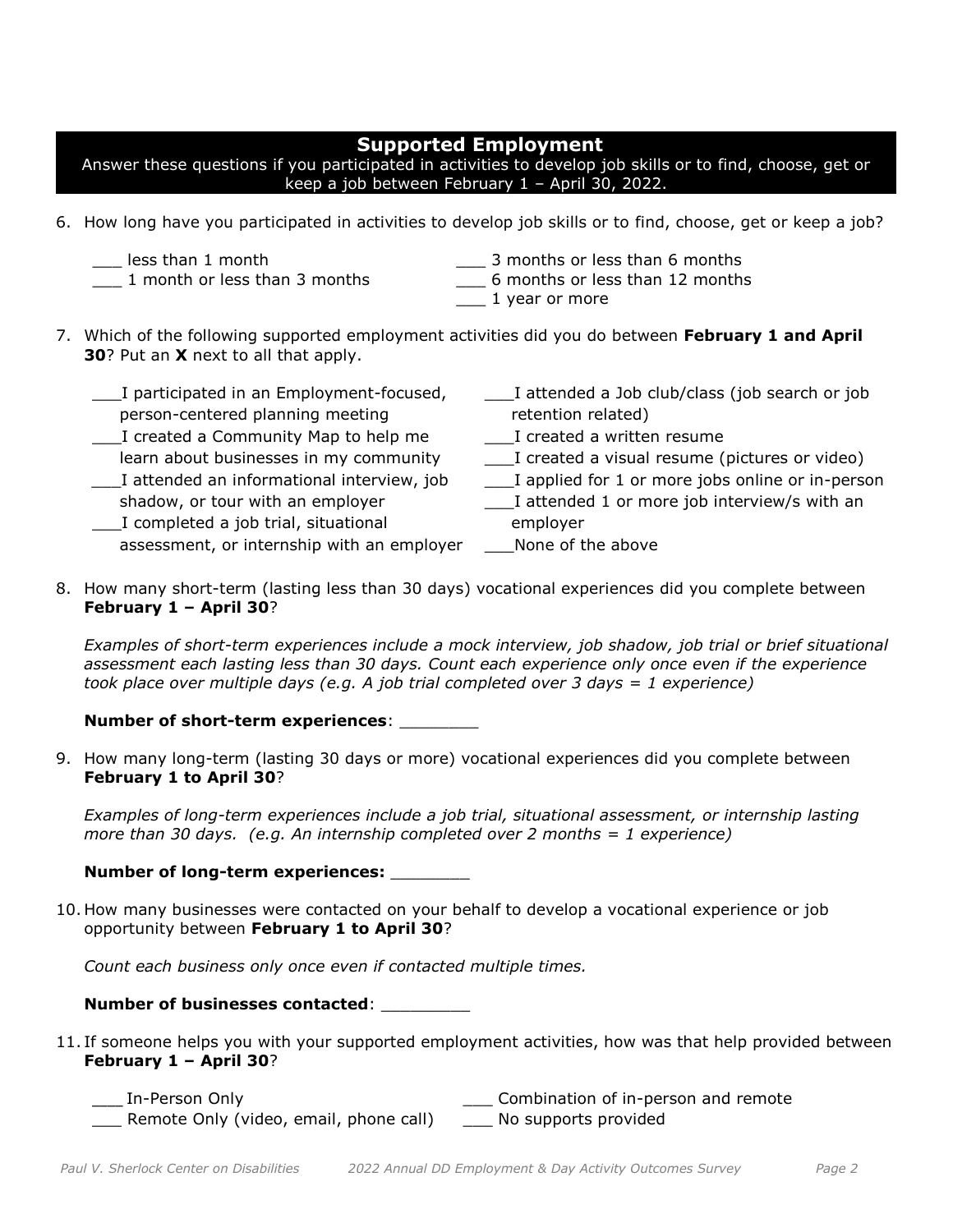## Supported Employment

Answer these questions if you participated in activities to develop job skills or to find, choose, get or keep a job between February 1 – April 30, 2022.

6. How long have you participated in activities to develop job skills or to find, choose, get or keep a job?

   ___ less than 1 month
   ___ 1 month or less than 3 months
   ___ 3 months or less than 6 months
   ___ 6 months or less than 12 months
   ___ 1 year or more

7. Which of the following supported employment activities did you do between **February 1 and April 30**? Put an **X** next to all that apply.

   ___I participated in an Employment-focused, person-centered planning meeting
   ___I created a Community Map to help me learn about businesses in my community
   ___I attended an informational interview, job shadow, or tour with an employer
   ___I completed a job trial, situational assessment, or internship with an employer
   ___I attended a Job club/class (job search or job retention related)
   ___I created a written resume
   ___I created a visual resume (pictures or video)
   ___I applied for 1 or more jobs online or in-person
   ___I attended 1 or more job interview/s with an employer
   ___None of the above

8. How many short-term (lasting less than 30 days) vocational experiences did you complete between **February 1 – April 30**?

   *Examples of short-term experiences include a mock interview, job shadow, job trial or brief situational assessment each lasting less than 30 days. Count each experience only once even if the experience took place over multiple days (e.g. A job trial completed over 3 days = 1 experience)*

   **Number of short-term experiences**: ________

9. How many long-term (lasting 30 days or more) vocational experiences did you complete between **February 1 to April 30**?

   *Examples of long-term experiences include a job trial, situational assessment, or internship lasting more than 30 days. (e.g. An internship completed over 2 months = 1 experience)*

   **Number of long-term experiences:** ________

10. How many businesses were contacted on your behalf to develop a vocational experience or job opportunity between **February 1 to April 30**?

    *Count each business only once even if contacted multiple times.*

    **Number of businesses contacted**: _________

11. If someone helps you with your supported employment activities, how was that help provided between **February 1 – April 30**?

    ___ In-Person Only
    ___ Remote Only (video, email, phone call)
    ___ Combination of in-person and remote
    ___ No supports provided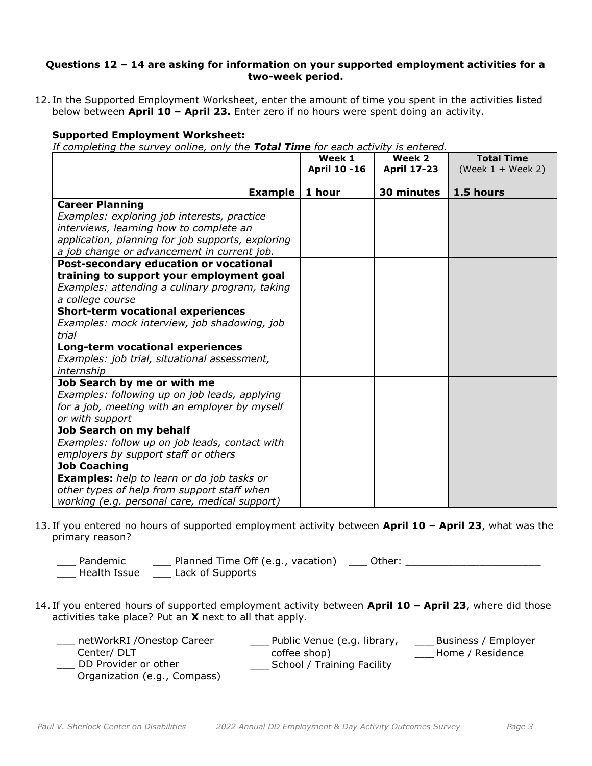**Questions 12 – 14 are asking for information on your supported employment activities for a two-week period.**

12. In the Supported Employment Worksheet, enter the amount of time you spent in the activities listed below between **April 10 – April 23.** Enter zero if no hours were spent doing an activity.

**Supported Employment Worksheet:**

*If completing the survey online, only the **Total Time** for each activity is entered.*

| | **Week 1 April 10 -16** | **Week 2 April 17-23** | **Total Time** (Week 1 + Week 2) |
|---|---|---|---|
| **Example** | **1 hour** | **30 minutes** | **1.5 hours** |
| **Career Planning** *Examples: exploring job interests, practice interviews, learning how to complete an application, planning for job supports, exploring a job change or advancement in current job.* | | | |
| **Post-secondary education or vocational training to support your employment goal** *Examples: attending a culinary program, taking a college course* | | | |
| **Short-term vocational experiences** *Examples: mock interview, job shadowing, job trial* | | | |
| **Long-term vocational experiences** *Examples: job trial, situational assessment, internship* | | | |
| **Job Search by me or with me** *Examples: following up on job leads, applying for a job, meeting with an employer by myself or with support* | | | |
| **Job Search on my behalf** *Examples: follow up on job leads, contact with employers by support staff or others* | | | |
| **Job Coaching** **Examples:** *help to learn or do job tasks or other types of help from support staff when working (e.g. personal care, medical support)* | | | |

13. If you entered no hours of supported employment activity between **April 10 – April 23**, what was the primary reason?

___ Pandemic
___ Planned Time Off (e.g., vacation)
___ Other: ______________________
___ Health Issue
___ Lack of Supports

14. If you entered hours of supported employment activity between **April 10 – April 23**, where did those activities take place? Put an **X** next to all that apply.

___ netWorkRI /Onestop Career Center/ DLT
___ DD Provider or other Organization (e.g., Compass)
___ Public Venue (e.g. library, coffee shop)
___ School / Training Facility
___ Business / Employer
___ Home / Residence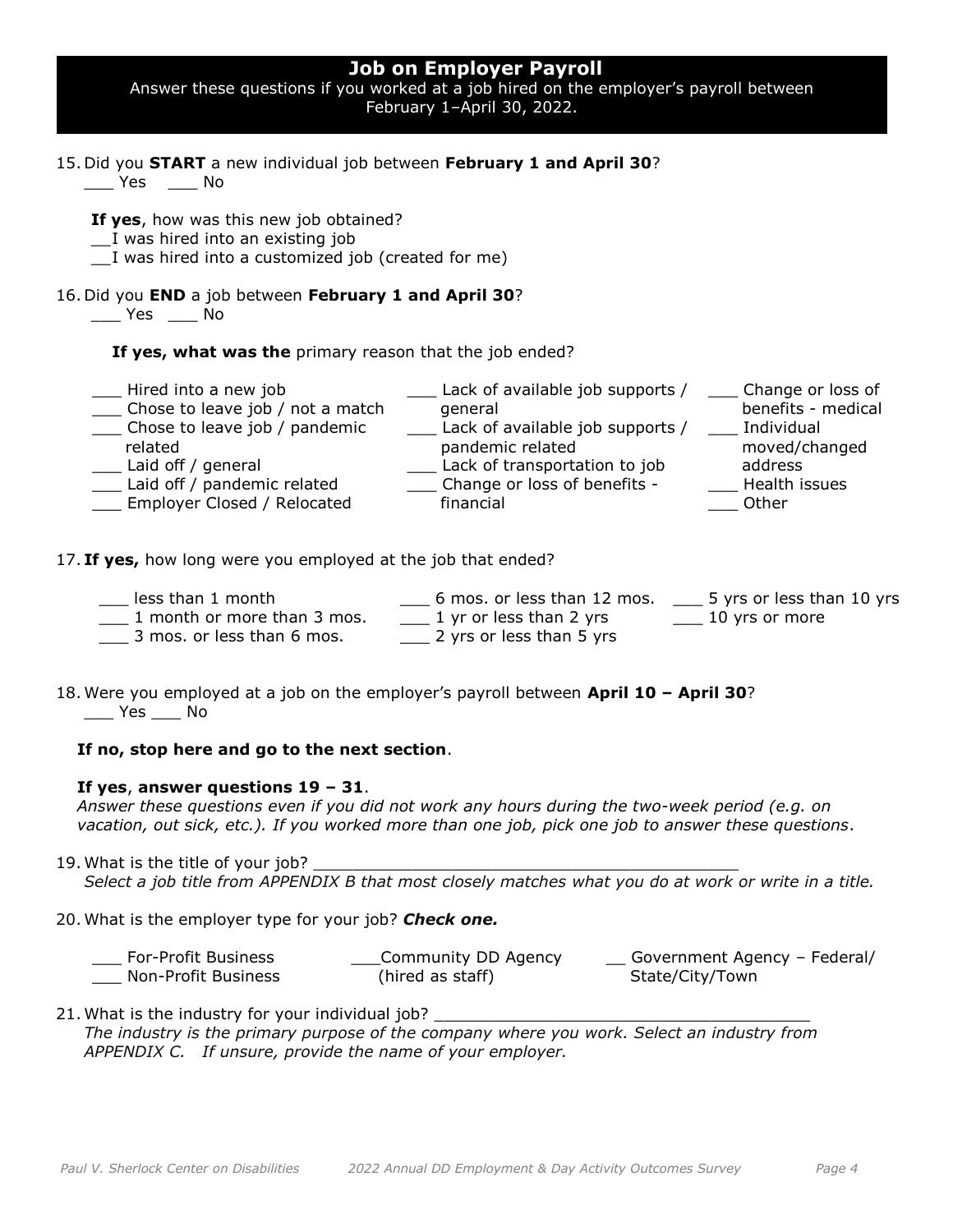## Job on Employer Payroll

Answer these questions if you worked at a job hired on the employer's payroll between February 1–April 30, 2022.

15. Did you **START** a new individual job between **February 1 and April 30**?
    ___ Yes ___ No

    **If yes**, how was this new job obtained?
    __I was hired into an existing job
    __I was hired into a customized job (created for me)

16. Did you **END** a job between **February 1 and April 30**?
    ___ Yes ___ No

    **If yes, what was the** primary reason that the job ended?

    ___ Hired into a new job
    ___ Chose to leave job / not a match
    ___ Chose to leave job / pandemic related
    ___ Laid off / general
    ___ Laid off / pandemic related
    ___ Employer Closed / Relocated
    ___ Lack of available job supports / general
    ___ Lack of available job supports / pandemic related
    ___ Lack of transportation to job
    ___ Change or loss of benefits - financial
    ___ Change or loss of benefits - medical
    ___ Individual moved/changed address
    ___ Health issues
    ___ Other

17. **If yes,** how long were you employed at the job that ended?

    ___ less than 1 month
    ___ 1 month or more than 3 mos.
    ___ 3 mos. or less than 6 mos.
    ___ 6 mos. or less than 12 mos.
    ___ 1 yr or less than 2 yrs
    ___ 2 yrs or less than 5 yrs
    ___ 5 yrs or less than 10 yrs
    ___ 10 yrs or more

18. Were you employed at a job on the employer's payroll between **April 10 – April 30**?
    ___ Yes ___ No

    **If no, stop here and go to the next section**.

    **If yes**, **answer questions 19 – 31**.
    *Answer these questions even if you did not work any hours during the two-week period (e.g. on vacation, out sick, etc.). If you worked more than one job, pick one job to answer these questions*.

19. What is the title of your job? ____________________________________________
    *Select a job title from APPENDIX B that most closely matches what you do at work or write in a title.*

20. What is the employer type for your job? ***Check one.***

    ___ For-Profit Business
    ___ Non-Profit Business
    ___Community DD Agency (hired as staff)
    __ Government Agency – Federal/ State/City/Town

21. What is the industry for your individual job? ______________________________________
    *The industry is the primary purpose of the company where you work. Select an industry from APPENDIX C. If unsure, provide the name of your employer.*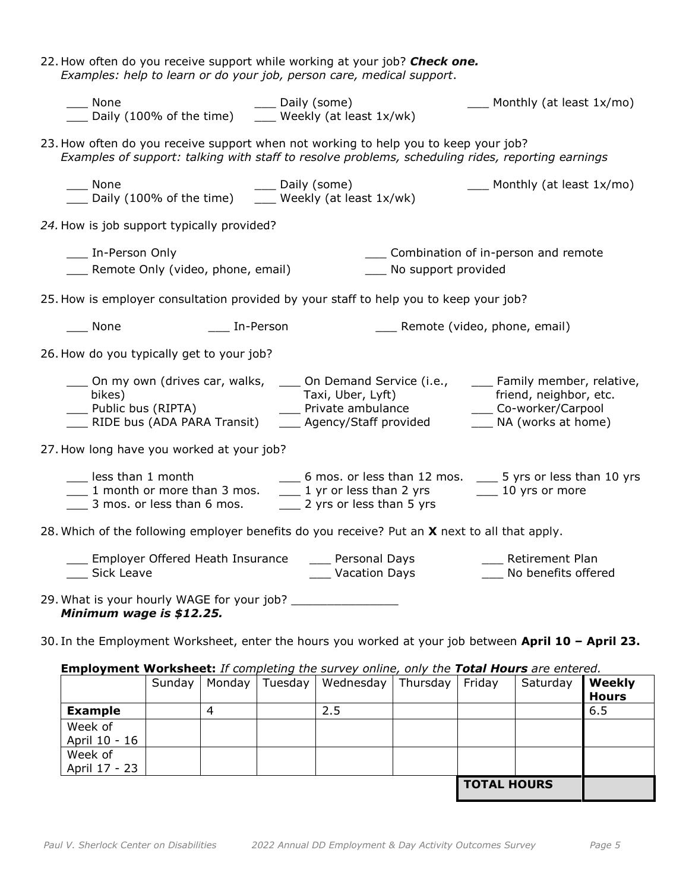22. How often do you receive support while working at your job? ***Check one.***
    *Examples: help to learn or do your job, person care, medical support*.

    ___ None
    ___ Daily (100% of the time)
    ___ Daily (some)
    ___ Weekly (at least 1x/wk)
    ___ Monthly (at least 1x/mo)

23. How often do you receive support when not working to help you to keep your job?
    *Examples of support: talking with staff to resolve problems, scheduling rides, reporting earnings*

    ___ None
    ___ Daily (100% of the time)
    ___ Daily (some)
    ___ Weekly (at least 1x/wk)
    ___ Monthly (at least 1x/mo)

*24.* How is job support typically provided?

    ___ In-Person Only
    ___ Remote Only (video, phone, email)
    ___ Combination of in-person and remote
    ___ No support provided

25. How is employer consultation provided by your staff to help you to keep your job?

    ___ None
    ___ In-Person
    ___ Remote (video, phone, email)

26. How do you typically get to your job?

    ___ On my own (drives car, walks, bikes)
    ___ Public bus (RIPTA)
    ___ RIDE bus (ADA PARA Transit)
    ___ On Demand Service (i.e., Taxi, Uber, Lyft)
    ___ Private ambulance
    ___ Agency/Staff provided
    ___ Family member, relative, friend, neighbor, etc.
    ___ Co-worker/Carpool
    ___ NA (works at home)

27. How long have you worked at your job?

    ___ less than 1 month
    ___ 1 month or more than 3 mos.
    ___ 3 mos. or less than 6 mos.
    ___ 6 mos. or less than 12 mos.
    ___ 1 yr or less than 2 yrs
    ___ 2 yrs or less than 5 yrs
    ___ 5 yrs or less than 10 yrs
    ___ 10 yrs or more

28. Which of the following employer benefits do you receive? Put an **X** next to all that apply.

    ___ Employer Offered Heath Insurance
    ___ Sick Leave
    ___ Personal Days
    ___ Vacation Days
    ___ Retirement Plan
    ___ No benefits offered

29. What is your hourly WAGE for your job? _______________
    ***Minimum wage is $12.25.***

30. In the Employment Worksheet, enter the hours you worked at your job between **April 10 – April 23.**

**Employment Worksheet:** *If completing the survey online, only the* ***Total Hours*** *are entered.*

| | Sunday | Monday | Tuesday | Wednesday | Thursday | Friday | Saturday | **Weekly Hours** |
|---|---|---|---|---|---|---|---|---|
| **Example** | | 4 | | 2.5 | | | | 6.5 |
| Week of April 10 - 16 | | | | | | | | |
| Week of April 17 - 23 | | | | | | | | |
| | | | | | | **TOTAL HOURS** | | |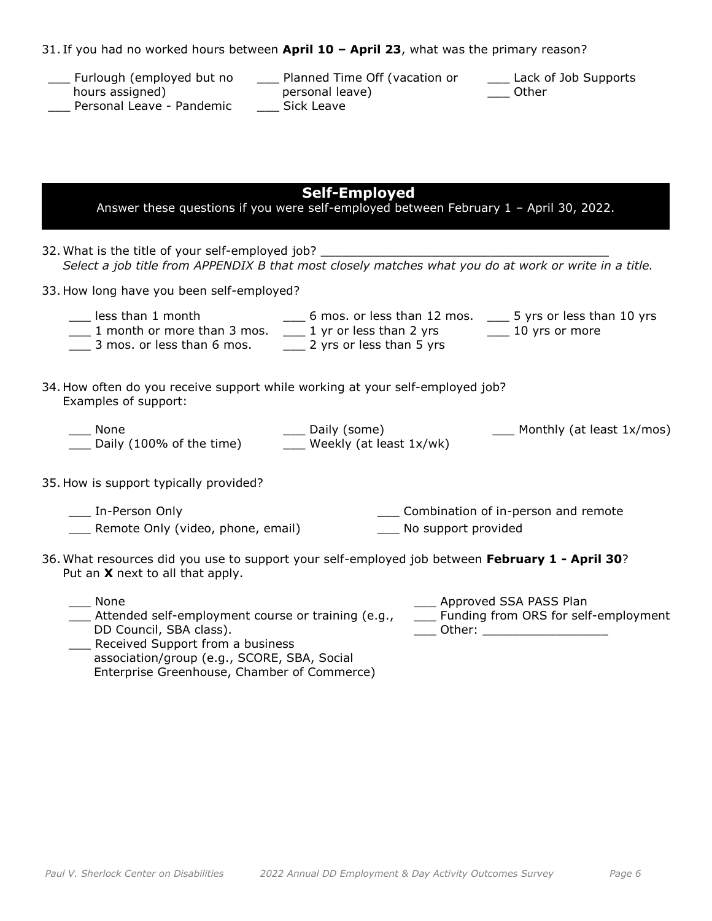31. If you had no worked hours between **April 10 – April 23**, what was the primary reason?

- ___ Furlough (employed but no hours assigned)
- ___ Personal Leave - Pandemic
- ___ Planned Time Off (vacation or personal leave)
- ___ Sick Leave
- ___ Lack of Job Supports
- ___ Other

## Self-Employed

Answer these questions if you were self-employed between February 1 – April 30, 2022.

32. What is the title of your self-employed job? ________________________________________
*Select a job title from APPENDIX B that most closely matches what you do at work or write in a title.*

33. How long have you been self-employed?

- ___ less than 1 month
- ___ 1 month or more than 3 mos.
- ___ 3 mos. or less than 6 mos.
- ___ 6 mos. or less than 12 mos.
- ___ 1 yr or less than 2 yrs
- ___ 2 yrs or less than 5 yrs
- ___ 5 yrs or less than 10 yrs
- ___ 10 yrs or more

34. How often do you receive support while working at your self-employed job?
Examples of support:

- ___ None
- ___ Daily (100% of the time)
- ___ Daily (some)
- ___ Weekly (at least 1x/wk)
- ___ Monthly (at least 1x/mos)

35. How is support typically provided?

- ___ In-Person Only
- ___ Remote Only (video, phone, email)
- ___ Combination of in-person and remote
- ___ No support provided

36. What resources did you use to support your self-employed job between **February 1 - April 30**? Put an **X** next to all that apply.

- ___ None
- ___ Attended self-employment course or training (e.g., DD Council, SBA class).
- ___ Received Support from a business association/group (e.g., SCORE, SBA, Social Enterprise Greenhouse, Chamber of Commerce)
- ___ Approved SSA PASS Plan
- ___ Funding from ORS for self-employment
- ___ Other: _________________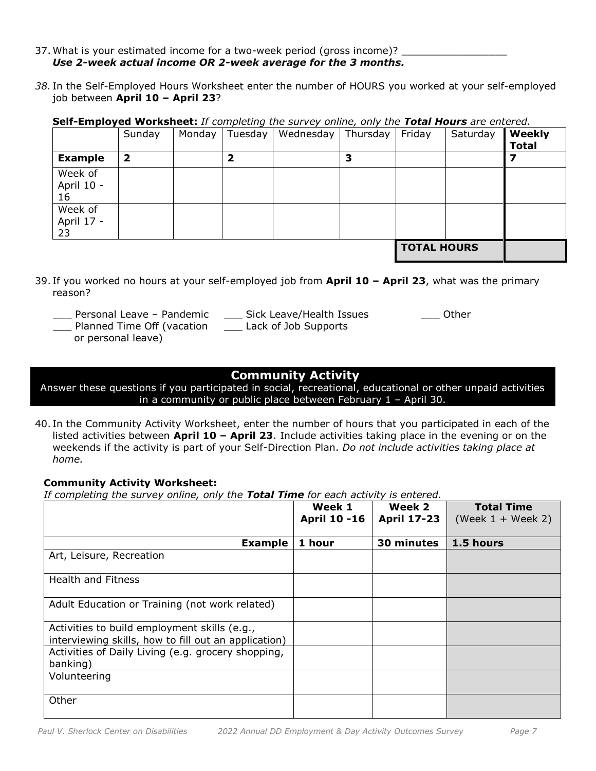37. What is your estimated income for a two-week period (gross income)? _________________
    ***Use 2-week actual income OR 2-week average for the 3 months.***

38. In the Self-Employed Hours Worksheet enter the number of HOURS you worked at your self-employed job between **April 10 – April 23**?

**Self-Employed Worksheet:** *If completing the survey online, only the* ***Total Hours*** *are entered.*

| | Sunday | Monday | Tuesday | Wednesday | Thursday | Friday | Saturday | **Weekly Total** |
|---|---|---|---|---|---|---|---|---|
| **Example** | **2** | | **2** | | **3** | | | **7** |
| Week of April 10 - 16 | | | | | | | | |
| Week of April 17 - 23 | | | | | | | | |
| | | | | | | **TOTAL HOURS** | | |

39. If you worked no hours at your self-employed job from **April 10 – April 23**, what was the primary reason?

___ Personal Leave – Pandemic
___ Planned Time Off (vacation or personal leave)
___ Sick Leave/Health Issues
___ Lack of Job Supports
___ Other

## Community Activity

Answer these questions if you participated in social, recreational, educational or other unpaid activities in a community or public place between February 1 – April 30.

40. In the Community Activity Worksheet, enter the number of hours that you participated in each of the listed activities between **April 10 – April 23**. Include activities taking place in the evening or on the weekends if the activity is part of your Self-Direction Plan. *Do not include activities taking place at home.*

**Community Activity Worksheet:**
*If completing the survey online, only the* ***Total Time*** *for each activity is entered.*

| | **Week 1 April 10 -16** | **Week 2 April 17-23** | **Total Time** (Week 1 + Week 2) |
|---|---|---|---|
| **Example** | **1 hour** | **30 minutes** | **1.5 hours** |
| Art, Leisure, Recreation | | | |
| Health and Fitness | | | |
| Adult Education or Training (not work related) | | | |
| Activities to build employment skills (e.g., interviewing skills, how to fill out an application) | | | |
| Activities of Daily Living (e.g. grocery shopping, banking) | | | |
| Volunteering | | | |
| Other | | | |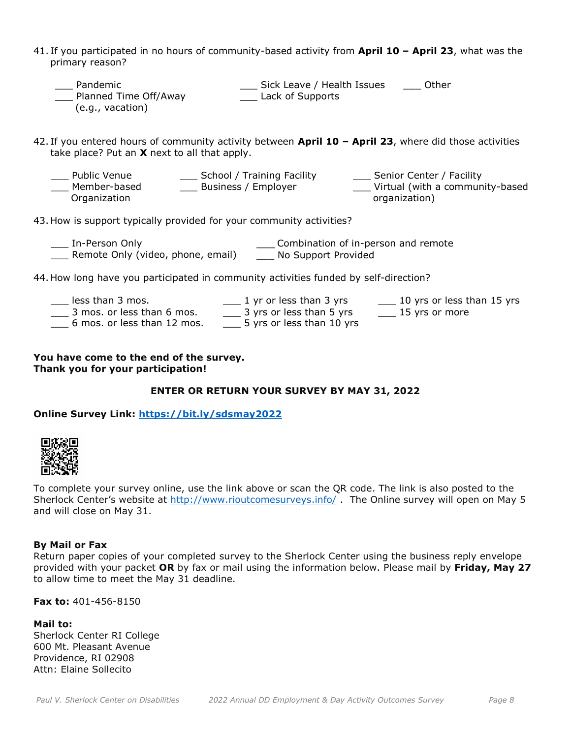41. If you participated in no hours of community-based activity from **April 10 – April 23**, what was the primary reason?

___ Pandemic
___ Planned Time Off/Away (e.g., vacation)
___ Sick Leave / Health Issues
___ Lack of Supports
___ Other

42. If you entered hours of community activity between **April 10 – April 23**, where did those activities take place? Put an **X** next to all that apply.

___ Public Venue
___ Member-based Organization
___ School / Training Facility
___ Business / Employer
___ Senior Center / Facility
___ Virtual (with a community-based organization)

43. How is support typically provided for your community activities?

___ In-Person Only
___ Remote Only (video, phone, email)
___ Combination of in-person and remote
___ No Support Provided

44. How long have you participated in community activities funded by self-direction?

___ less than 3 mos.
___ 3 mos. or less than 6 mos.
___ 6 mos. or less than 12 mos.
___ 1 yr or less than 3 yrs
___ 3 yrs or less than 5 yrs
___ 5 yrs or less than 10 yrs
___ 10 yrs or less than 15 yrs
___ 15 yrs or more

**You have come to the end of the survey.**
**Thank you for your participation!**

**ENTER OR RETURN YOUR SURVEY BY MAY 31, 2022**

**Online Survey Link: https://bit.ly/sdsmay2022**

To complete your survey online, use the link above or scan the QR code. The link is also posted to the Sherlock Center's website at http://www.rioutcomesurveys.info/ . The Online survey will open on May 5 and will close on May 31.

**By Mail or Fax**
Return paper copies of your completed survey to the Sherlock Center using the business reply envelope provided with your packet **OR** by fax or mail using the information below. Please mail by **Friday, May 27** to allow time to meet the May 31 deadline.

**Fax to:** 401-456-8150

**Mail to:**
Sherlock Center RI College
600 Mt. Pleasant Avenue
Providence, RI 02908
Attn: Elaine Sollecito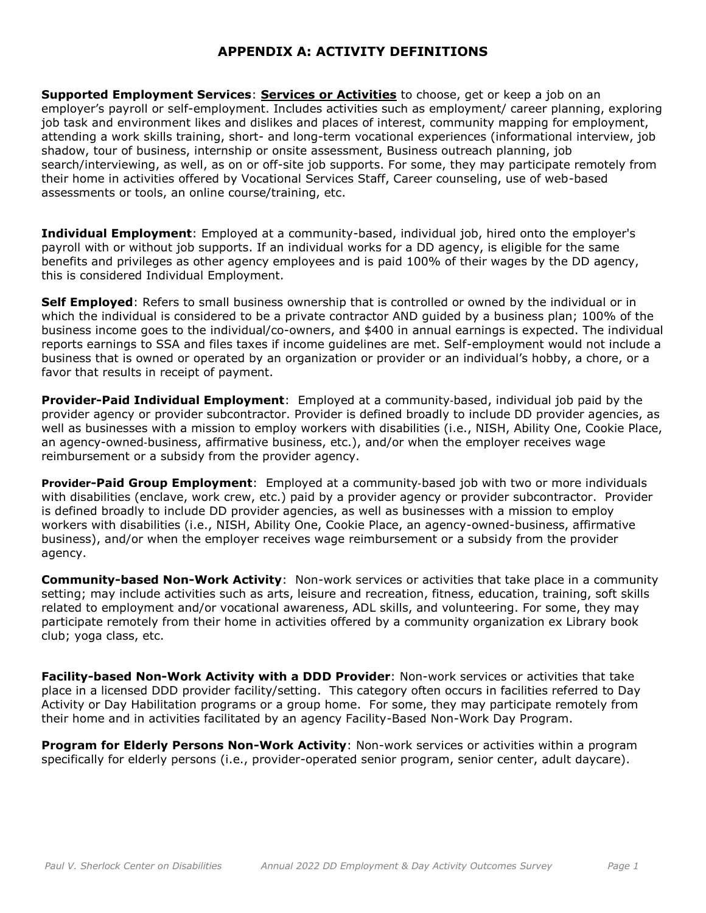# APPENDIX A: ACTIVITY DEFINITIONS

**Supported Employment Services**: **<u>Services or Activities</u>** to choose, get or keep a job on an employer's payroll or self-employment. Includes activities such as employment/ career planning, exploring job task and environment likes and dislikes and places of interest, community mapping for employment, attending a work skills training, short- and long-term vocational experiences (informational interview, job shadow, tour of business, internship or onsite assessment, Business outreach planning, job search/interviewing, as well, as on or off-site job supports. For some, they may participate remotely from their home in activities offered by Vocational Services Staff, Career counseling, use of web-based assessments or tools, an online course/training, etc.

**Individual Employment**: Employed at a community-based, individual job, hired onto the employer's payroll with or without job supports. If an individual works for a DD agency, is eligible for the same benefits and privileges as other agency employees and is paid 100% of their wages by the DD agency, this is considered Individual Employment.

**Self Employed**: Refers to small business ownership that is controlled or owned by the individual or in which the individual is considered to be a private contractor AND guided by a business plan; 100% of the business income goes to the individual/co-owners, and $400 in annual earnings is expected. The individual reports earnings to SSA and files taxes if income guidelines are met. Self-employment would not include a business that is owned or operated by an organization or provider or an individual's hobby, a chore, or a favor that results in receipt of payment.

**Provider-Paid Individual Employment**: Employed at a community-based, individual job paid by the provider agency or provider subcontractor. Provider is defined broadly to include DD provider agencies, as well as businesses with a mission to employ workers with disabilities (i.e., NISH, Ability One, Cookie Place, an agency-owned-business, affirmative business, etc.), and/or when the employer receives wage reimbursement or a subsidy from the provider agency.

**Provider-Paid Group Employment**: Employed at a community-based job with two or more individuals with disabilities (enclave, work crew, etc.) paid by a provider agency or provider subcontractor. Provider is defined broadly to include DD provider agencies, as well as businesses with a mission to employ workers with disabilities (i.e., NISH, Ability One, Cookie Place, an agency-owned-business, affirmative business), and/or when the employer receives wage reimbursement or a subsidy from the provider agency.

**Community-based Non-Work Activity**: Non-work services or activities that take place in a community setting; may include activities such as arts, leisure and recreation, fitness, education, training, soft skills related to employment and/or vocational awareness, ADL skills, and volunteering. For some, they may participate remotely from their home in activities offered by a community organization ex Library book club; yoga class, etc.

**Facility-based Non-Work Activity with a DDD Provider**: Non-work services or activities that take place in a licensed DDD provider facility/setting. This category often occurs in facilities referred to Day Activity or Day Habilitation programs or a group home. For some, they may participate remotely from their home and in activities facilitated by an agency Facility-Based Non-Work Day Program.

**Program for Elderly Persons Non-Work Activity**: Non-work services or activities within a program specifically for elderly persons (i.e., provider-operated senior program, senior center, adult daycare).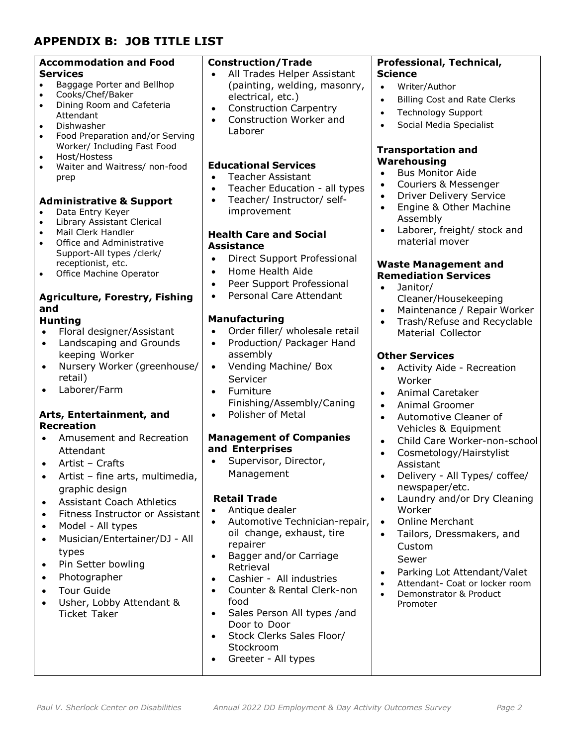## APPENDIX B: JOB TITLE LIST

**Accommodation and Food Services**
- Baggage Porter and Bellhop
- Cooks/Chef/Baker
- Dining Room and Cafeteria Attendant
- Dishwasher
- Food Preparation and/or Serving Worker/ Including Fast Food
- Host/Hostess
- Waiter and Waitress/ non-food prep

**Administrative & Support**
- Data Entry Keyer
- Library Assistant Clerical
- Mail Clerk Handler
- Office and Administrative Support-All types /clerk/ receptionist, etc.
- Office Machine Operator

**Agriculture, Forestry, Fishing and Hunting**
- Floral designer/Assistant
- Landscaping and Grounds keeping Worker
- Nursery Worker (greenhouse/ retail)
- Laborer/Farm

**Arts, Entertainment, and Recreation**
- Amusement and Recreation Attendant
- Artist – Crafts
- Artist – fine arts, multimedia, graphic design
- Assistant Coach Athletics
- Fitness Instructor or Assistant
- Model - All types
- Musician/Entertainer/DJ - All types
- Pin Setter bowling
- Photographer
- Tour Guide
- Usher, Lobby Attendant & Ticket Taker

**Construction/Trade**
- All Trades Helper Assistant (painting, welding, masonry, electrical, etc.)
- Construction Carpentry
- Construction Worker and Laborer

**Educational Services**
- Teacher Assistant
- Teacher Education - all types
- Teacher/ Instructor/ self-improvement

**Health Care and Social Assistance**
- Direct Support Professional
- Home Health Aide
- Peer Support Professional
- Personal Care Attendant

**Manufacturing**
- Order filler/ wholesale retail
- Production/ Packager Hand assembly
- Vending Machine/ Box Servicer
- Furniture Finishing/Assembly/Caning
- Polisher of Metal

**Management of Companies and Enterprises**
- Supervisor, Director, Management

**Retail Trade**
- Antique dealer
- Automotive Technician-repair, oil change, exhaust, tire repairer
- Bagger and/or Carriage Retrieval
- Cashier - All industries
- Counter & Rental Clerk-non food
- Sales Person All types /and Door to Door
- Stock Clerks Sales Floor/ Stockroom
- Greeter - All types

**Professional, Technical, Science**
- Writer/Author
- Billing Cost and Rate Clerks
- Technology Support
- Social Media Specialist

**Transportation and Warehousing**
- Bus Monitor Aide
- Couriers & Messenger
- Driver Delivery Service
- Engine & Other Machine Assembly
- Laborer, freight/ stock and material mover

**Waste Management and Remediation Services**
- Janitor/ Cleaner/Housekeeping
- Maintenance / Repair Worker
- Trash/Refuse and Recyclable Material Collector

**Other Services**
- Activity Aide - Recreation Worker
- Animal Caretaker
- Animal Groomer
- Automotive Cleaner of Vehicles & Equipment
- Child Care Worker-non-school
- Cosmetology/Hairstylist Assistant
- Delivery - All Types/ coffee/ newspaper/etc.
- Laundry and/or Dry Cleaning Worker
- Online Merchant
- Tailors, Dressmakers, and Custom Sewer
- Parking Lot Attendant/Valet
- Attendant- Coat or locker room
- Demonstrator & Product Promoter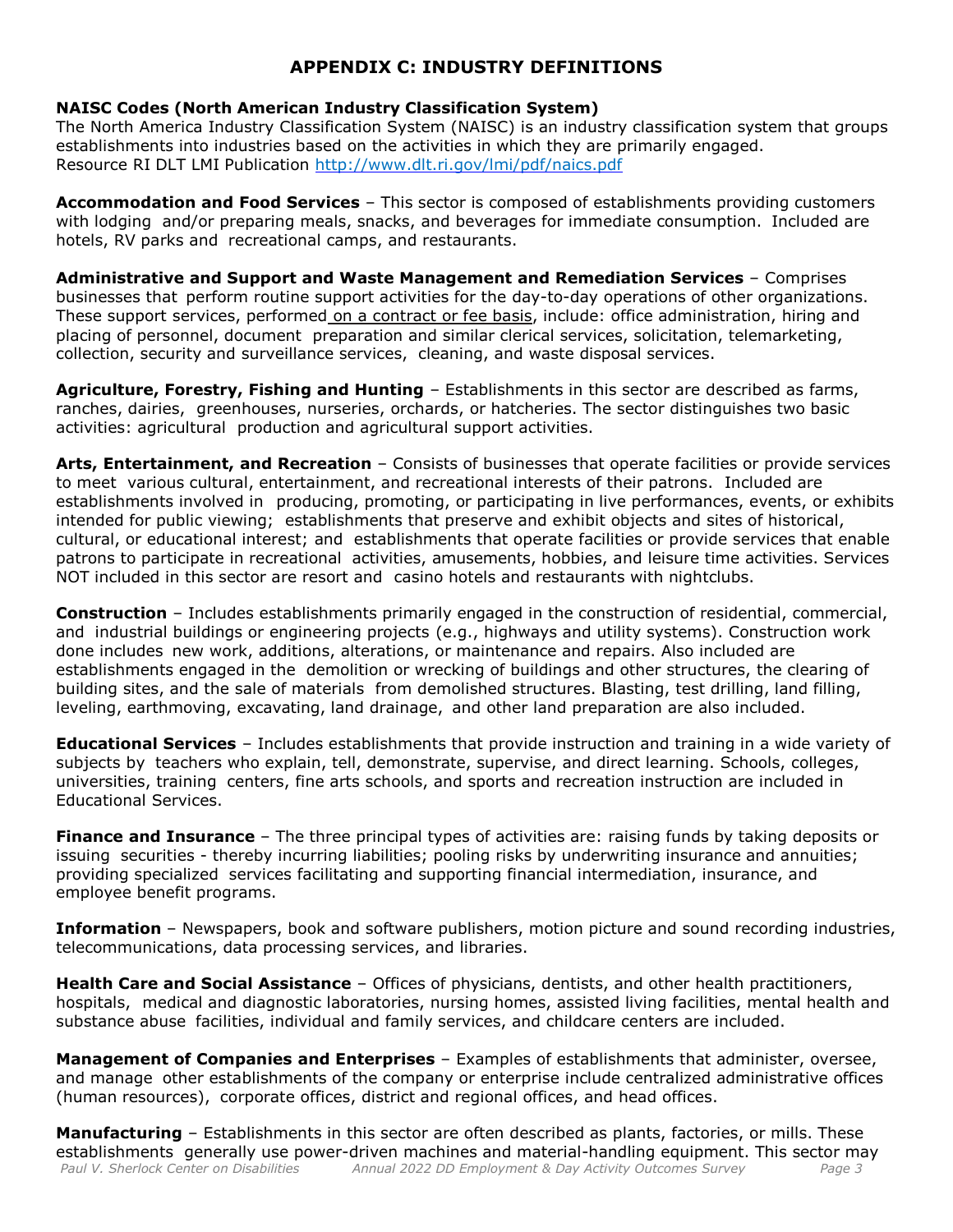# APPENDIX C: INDUSTRY DEFINITIONS

**NAISC Codes (North American Industry Classification System)**
The North America Industry Classification System (NAISC) is an industry classification system that groups establishments into industries based on the activities in which they are primarily engaged.
Resource RI DLT LMI Publication http://www.dlt.ri.gov/lmi/pdf/naics.pdf

**Accommodation and Food Services** – This sector is composed of establishments providing customers with lodging and/or preparing meals, snacks, and beverages for immediate consumption. Included are hotels, RV parks and recreational camps, and restaurants.

**Administrative and Support and Waste Management and Remediation Services** – Comprises businesses that perform routine support activities for the day-to-day operations of other organizations. These support services, performed on a contract or fee basis, include: office administration, hiring and placing of personnel, document preparation and similar clerical services, solicitation, telemarketing, collection, security and surveillance services, cleaning, and waste disposal services.

**Agriculture, Forestry, Fishing and Hunting** – Establishments in this sector are described as farms, ranches, dairies, greenhouses, nurseries, orchards, or hatcheries. The sector distinguishes two basic activities: agricultural production and agricultural support activities.

**Arts, Entertainment, and Recreation** – Consists of businesses that operate facilities or provide services to meet various cultural, entertainment, and recreational interests of their patrons. Included are establishments involved in producing, promoting, or participating in live performances, events, or exhibits intended for public viewing; establishments that preserve and exhibit objects and sites of historical, cultural, or educational interest; and establishments that operate facilities or provide services that enable patrons to participate in recreational activities, amusements, hobbies, and leisure time activities. Services NOT included in this sector are resort and casino hotels and restaurants with nightclubs.

**Construction** – Includes establishments primarily engaged in the construction of residential, commercial, and industrial buildings or engineering projects (e.g., highways and utility systems). Construction work done includes new work, additions, alterations, or maintenance and repairs. Also included are establishments engaged in the demolition or wrecking of buildings and other structures, the clearing of building sites, and the sale of materials from demolished structures. Blasting, test drilling, land filling, leveling, earthmoving, excavating, land drainage, and other land preparation are also included.

**Educational Services** – Includes establishments that provide instruction and training in a wide variety of subjects by teachers who explain, tell, demonstrate, supervise, and direct learning. Schools, colleges, universities, training centers, fine arts schools, and sports and recreation instruction are included in Educational Services.

**Finance and Insurance** – The three principal types of activities are: raising funds by taking deposits or issuing securities - thereby incurring liabilities; pooling risks by underwriting insurance and annuities; providing specialized services facilitating and supporting financial intermediation, insurance, and employee benefit programs.

**Information** – Newspapers, book and software publishers, motion picture and sound recording industries, telecommunications, data processing services, and libraries.

**Health Care and Social Assistance** – Offices of physicians, dentists, and other health practitioners, hospitals, medical and diagnostic laboratories, nursing homes, assisted living facilities, mental health and substance abuse facilities, individual and family services, and childcare centers are included.

**Management of Companies and Enterprises** – Examples of establishments that administer, oversee, and manage other establishments of the company or enterprise include centralized administrative offices (human resources), corporate offices, district and regional offices, and head offices.

**Manufacturing** – Establishments in this sector are often described as plants, factories, or mills. These establishments generally use power-driven machines and material-handling equipment. This sector may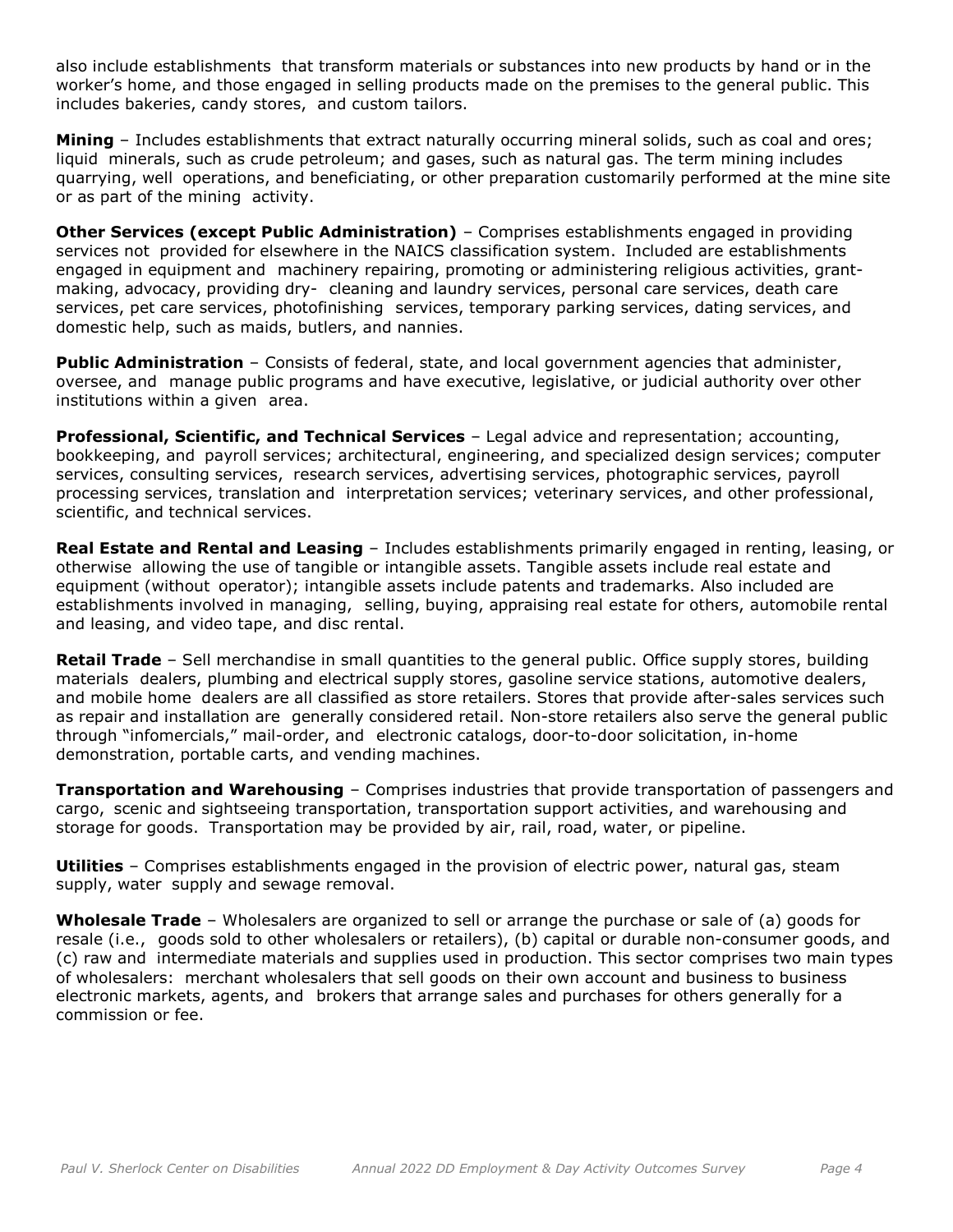also include establishments that transform materials or substances into new products by hand or in the worker's home, and those engaged in selling products made on the premises to the general public. This includes bakeries, candy stores, and custom tailors.

**Mining** – Includes establishments that extract naturally occurring mineral solids, such as coal and ores; liquid minerals, such as crude petroleum; and gases, such as natural gas. The term mining includes quarrying, well operations, and beneficiating, or other preparation customarily performed at the mine site or as part of the mining activity.

**Other Services (except Public Administration)** – Comprises establishments engaged in providing services not provided for elsewhere in the NAICS classification system. Included are establishments engaged in equipment and machinery repairing, promoting or administering religious activities, grant-making, advocacy, providing dry- cleaning and laundry services, personal care services, death care services, pet care services, photofinishing services, temporary parking services, dating services, and domestic help, such as maids, butlers, and nannies.

**Public Administration** – Consists of federal, state, and local government agencies that administer, oversee, and manage public programs and have executive, legislative, or judicial authority over other institutions within a given area.

**Professional, Scientific, and Technical Services** – Legal advice and representation; accounting, bookkeeping, and payroll services; architectural, engineering, and specialized design services; computer services, consulting services, research services, advertising services, photographic services, payroll processing services, translation and interpretation services; veterinary services, and other professional, scientific, and technical services.

**Real Estate and Rental and Leasing** – Includes establishments primarily engaged in renting, leasing, or otherwise allowing the use of tangible or intangible assets. Tangible assets include real estate and equipment (without operator); intangible assets include patents and trademarks. Also included are establishments involved in managing, selling, buying, appraising real estate for others, automobile rental and leasing, and video tape, and disc rental.

**Retail Trade** – Sell merchandise in small quantities to the general public. Office supply stores, building materials dealers, plumbing and electrical supply stores, gasoline service stations, automotive dealers, and mobile home dealers are all classified as store retailers. Stores that provide after-sales services such as repair and installation are generally considered retail. Non-store retailers also serve the general public through "infomercials," mail-order, and electronic catalogs, door-to-door solicitation, in-home demonstration, portable carts, and vending machines.

**Transportation and Warehousing** – Comprises industries that provide transportation of passengers and cargo, scenic and sightseeing transportation, transportation support activities, and warehousing and storage for goods. Transportation may be provided by air, rail, road, water, or pipeline.

**Utilities** – Comprises establishments engaged in the provision of electric power, natural gas, steam supply, water supply and sewage removal.

**Wholesale Trade** – Wholesalers are organized to sell or arrange the purchase or sale of (a) goods for resale (i.e., goods sold to other wholesalers or retailers), (b) capital or durable non-consumer goods, and (c) raw and intermediate materials and supplies used in production. This sector comprises two main types of wholesalers: merchant wholesalers that sell goods on their own account and business to business electronic markets, agents, and brokers that arrange sales and purchases for others generally for a commission or fee.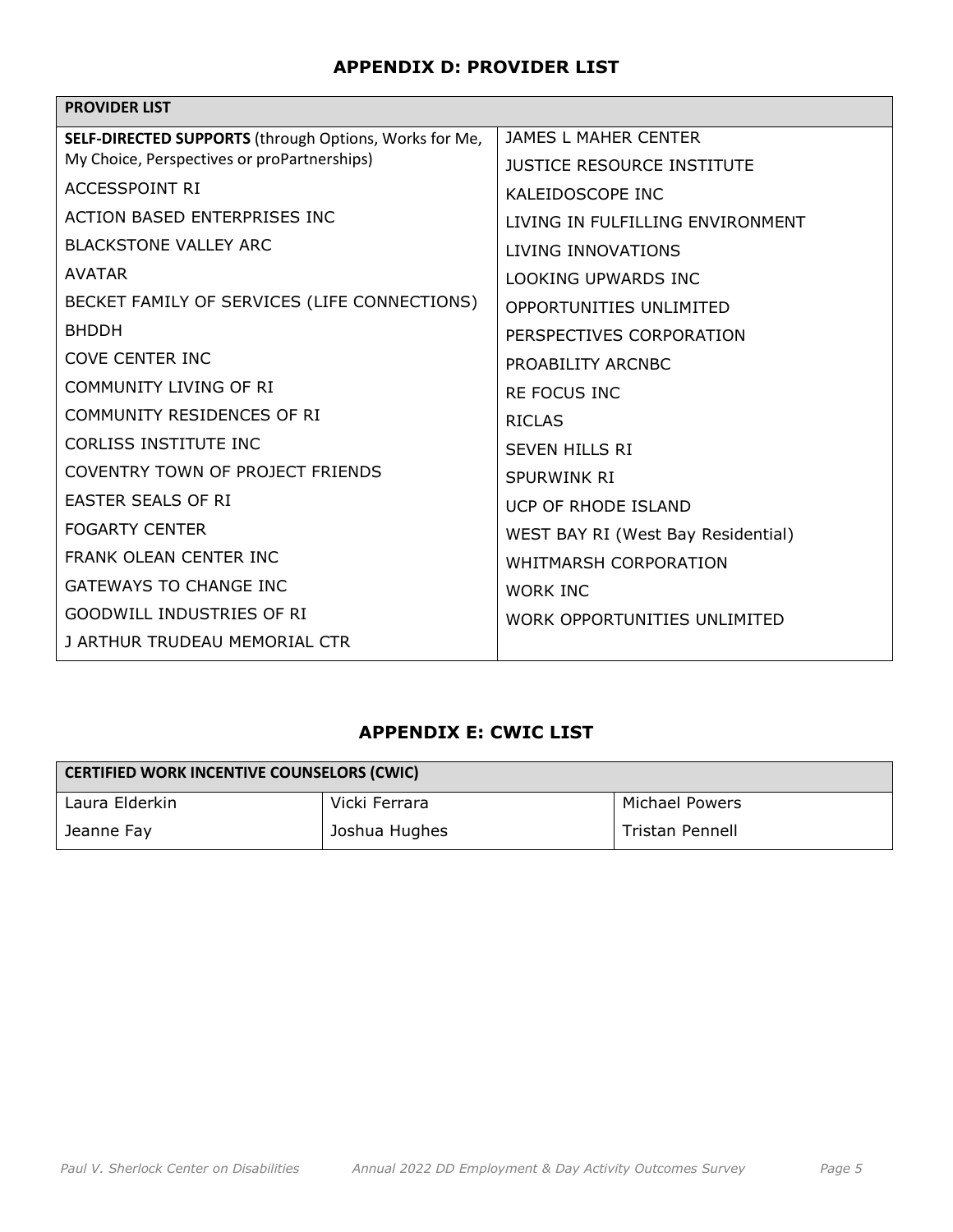## APPENDIX D: PROVIDER LIST

| PROVIDER LIST | |
|---|---|
| **SELF-DIRECTED SUPPORTS** (through Options, Works for Me, My Choice, Perspectives or proPartnerships) | JAMES L MAHER CENTER |
| ACCESSPOINT RI | JUSTICE RESOURCE INSTITUTE |
| ACTION BASED ENTERPRISES INC | KALEIDOSCOPE INC |
| BLACKSTONE VALLEY ARC | LIVING IN FULFILLING ENVIRONMENT |
| AVATAR | LIVING INNOVATIONS |
| BECKET FAMILY OF SERVICES (LIFE CONNECTIONS) | LOOKING UPWARDS INC |
| BHDDH | OPPORTUNITIES UNLIMITED |
| COVE CENTER INC | PERSPECTIVES CORPORATION |
| COMMUNITY LIVING OF RI | PROABILITY ARCNBC |
| COMMUNITY RESIDENCES OF RI | RE FOCUS INC |
| CORLISS INSTITUTE INC | RICLAS |
| COVENTRY TOWN OF PROJECT FRIENDS | SEVEN HILLS RI |
| EASTER SEALS OF RI | SPURWINK RI |
| FOGARTY CENTER | UCP OF RHODE ISLAND |
| FRANK OLEAN CENTER INC | WEST BAY RI (West Bay Residential) |
| GATEWAYS TO CHANGE INC | WHITMARSH CORPORATION |
| GOODWILL INDUSTRIES OF RI | WORK INC |
| J ARTHUR TRUDEAU MEMORIAL CTR | WORK OPPORTUNITIES UNLIMITED |

## APPENDIX E: CWIC LIST

| CERTIFIED WORK INCENTIVE COUNSELORS (CWIC) | | |
|---|---|---|
| Laura Elderkin | Vicki Ferrara | Michael Powers |
| Jeanne Fay | Joshua Hughes | Tristan Pennell |